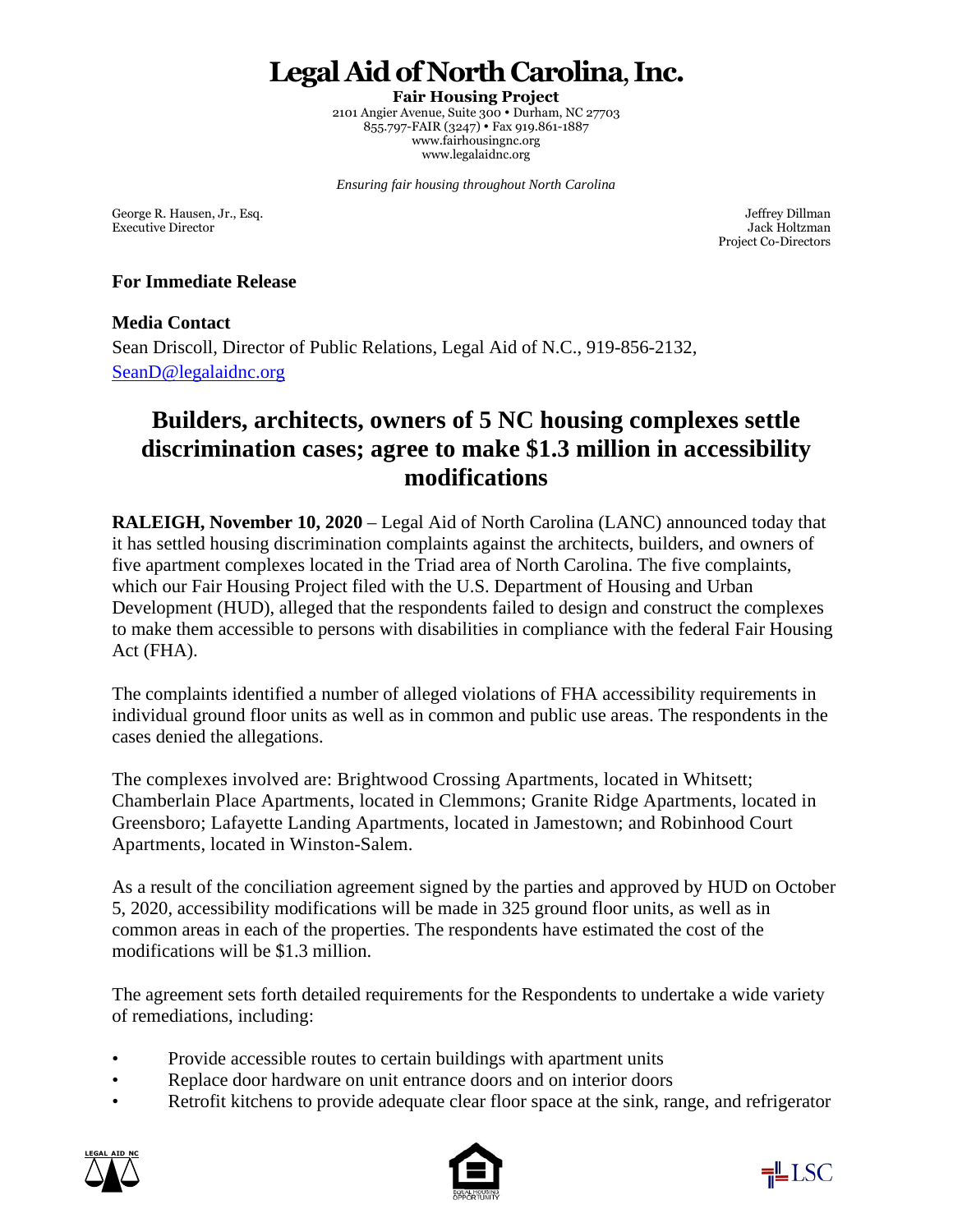# Legal Aid of North Carolina, Inc.

**Fair Housing Project**
2101 Angier Avenue, Suite 300 • Durham, NC 27703
855.797-FAIR (3247) • Fax 919.861-1887
www.fairhousingnc.org
www.legalaidnc.org

*Ensuring fair housing throughout North Carolina*

George R. Hausen, Jr., Esq.
Executive Director

Jeffrey Dillman
Jack Holtzman
Project Co-Directors

**For Immediate Release**

**Media Contact**
Sean Driscoll, Director of Public Relations, Legal Aid of N.C., 919-856-2132, SeanD@legalaidnc.org

## Builders, architects, owners of 5 NC housing complexes settle discrimination cases; agree to make $1.3 million in accessibility modifications

**RALEIGH, November 10, 2020** – Legal Aid of North Carolina (LANC) announced today that it has settled housing discrimination complaints against the architects, builders, and owners of five apartment complexes located in the Triad area of North Carolina. The five complaints, which our Fair Housing Project filed with the U.S. Department of Housing and Urban Development (HUD), alleged that the respondents failed to design and construct the complexes to make them accessible to persons with disabilities in compliance with the federal Fair Housing Act (FHA).

The complaints identified a number of alleged violations of FHA accessibility requirements in individual ground floor units as well as in common and public use areas. The respondents in the cases denied the allegations.

The complexes involved are: Brightwood Crossing Apartments, located in Whitsett; Chamberlain Place Apartments, located in Clemmons; Granite Ridge Apartments, located in Greensboro; Lafayette Landing Apartments, located in Jamestown; and Robinhood Court Apartments, located in Winston-Salem.

As a result of the conciliation agreement signed by the parties and approved by HUD on October 5, 2020, accessibility modifications will be made in 325 ground floor units, as well as in common areas in each of the properties. The respondents have estimated the cost of the modifications will be $1.3 million.

The agreement sets forth detailed requirements for the Respondents to undertake a wide variety of remediations, including:

- Provide accessible routes to certain buildings with apartment units
- Replace door hardware on unit entrance doors and on interior doors
- Retrofit kitchens to provide adequate clear floor space at the sink, range, and refrigerator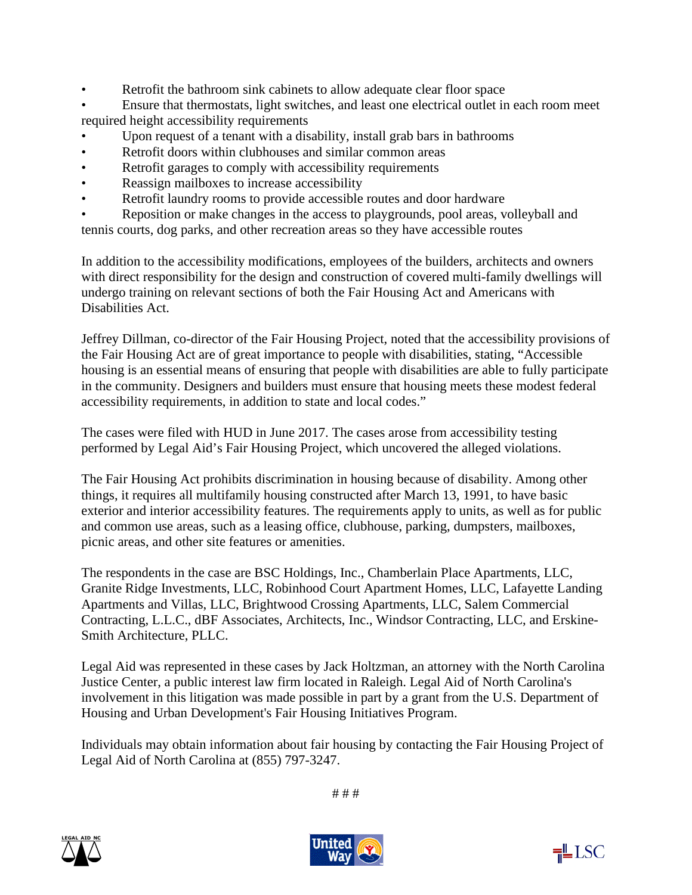- Retrofit the bathroom sink cabinets to allow adequate clear floor space
- Ensure that thermostats, light switches, and least one electrical outlet in each room meet required height accessibility requirements
- Upon request of a tenant with a disability, install grab bars in bathrooms
- Retrofit doors within clubhouses and similar common areas
- Retrofit garages to comply with accessibility requirements
- Reassign mailboxes to increase accessibility
- Retrofit laundry rooms to provide accessible routes and door hardware
- Reposition or make changes in the access to playgrounds, pool areas, volleyball and tennis courts, dog parks, and other recreation areas so they have accessible routes

In addition to the accessibility modifications, employees of the builders, architects and owners with direct responsibility for the design and construction of covered multi-family dwellings will undergo training on relevant sections of both the Fair Housing Act and Americans with Disabilities Act.

Jeffrey Dillman, co-director of the Fair Housing Project, noted that the accessibility provisions of the Fair Housing Act are of great importance to people with disabilities, stating, "Accessible housing is an essential means of ensuring that people with disabilities are able to fully participate in the community. Designers and builders must ensure that housing meets these modest federal accessibility requirements, in addition to state and local codes."

The cases were filed with HUD in June 2017. The cases arose from accessibility testing performed by Legal Aid's Fair Housing Project, which uncovered the alleged violations.

The Fair Housing Act prohibits discrimination in housing because of disability. Among other things, it requires all multifamily housing constructed after March 13, 1991, to have basic exterior and interior accessibility features. The requirements apply to units, as well as for public and common use areas, such as a leasing office, clubhouse, parking, dumpsters, mailboxes, picnic areas, and other site features or amenities.

The respondents in the case are BSC Holdings, Inc., Chamberlain Place Apartments, LLC, Granite Ridge Investments, LLC, Robinhood Court Apartment Homes, LLC, Lafayette Landing Apartments and Villas, LLC, Brightwood Crossing Apartments, LLC, Salem Commercial Contracting, L.L.C., dBF Associates, Architects, Inc., Windsor Contracting, LLC, and Erskine-Smith Architecture, PLLC.

Legal Aid was represented in these cases by Jack Holtzman, an attorney with the North Carolina Justice Center, a public interest law firm located in Raleigh. Legal Aid of North Carolina's involvement in this litigation was made possible in part by a grant from the U.S. Department of Housing and Urban Development's Fair Housing Initiatives Program.

Individuals may obtain information about fair housing by contacting the Fair Housing Project of Legal Aid of North Carolina at (855) 797-3247.

# # #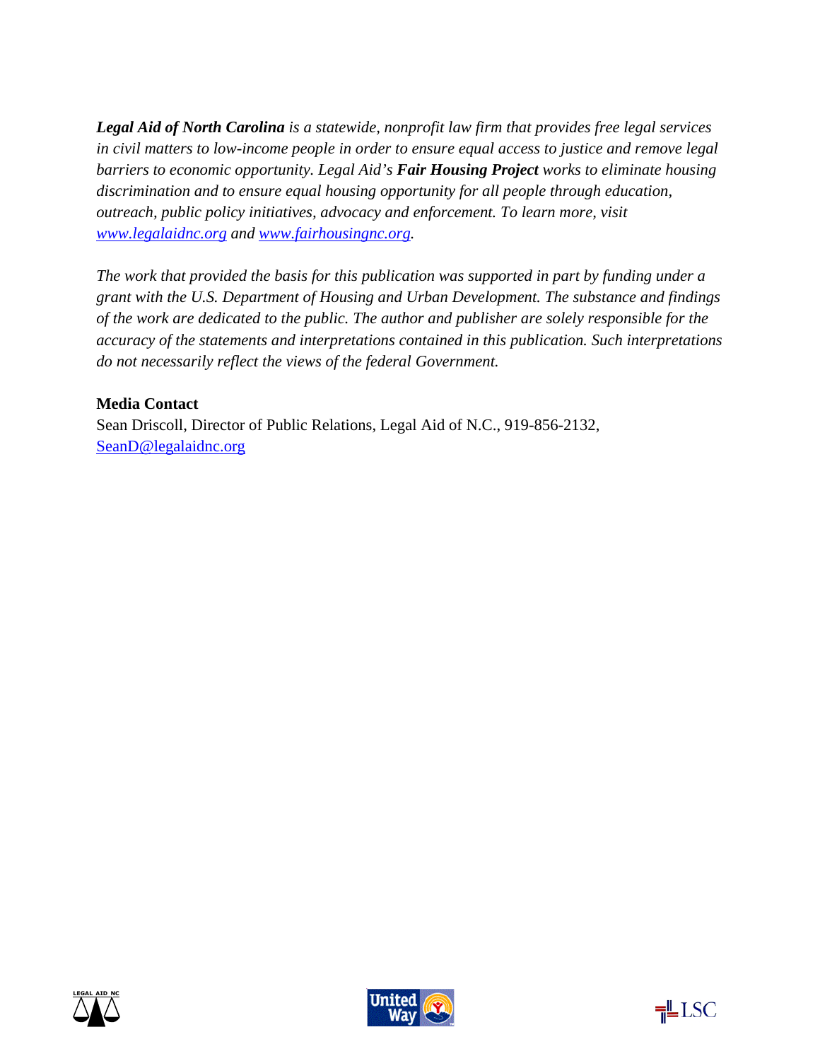***Legal Aid of North Carolina*** *is a statewide, nonprofit law firm that provides free legal services in civil matters to low-income people in order to ensure equal access to justice and remove legal barriers to economic opportunity. Legal Aid's* ***Fair Housing Project*** *works to eliminate housing discrimination and to ensure equal housing opportunity for all people through education, outreach, public policy initiatives, advocacy and enforcement. To learn more, visit [www.legalaidnc.org](http://www.legalaidnc.org) and [www.fairhousingnc.org](http://www.fairhousingnc.org).*

*The work that provided the basis for this publication was supported in part by funding under a grant with the U.S. Department of Housing and Urban Development. The substance and findings of the work are dedicated to the public. The author and publisher are solely responsible for the accuracy of the statements and interpretations contained in this publication. Such interpretations do not necessarily reflect the views of the federal Government.*

**Media Contact**

Sean Driscoll, Director of Public Relations, Legal Aid of N.C., 919-856-2132, [SeanD@legalaidnc.org](mailto:SeanD@legalaidnc.org)